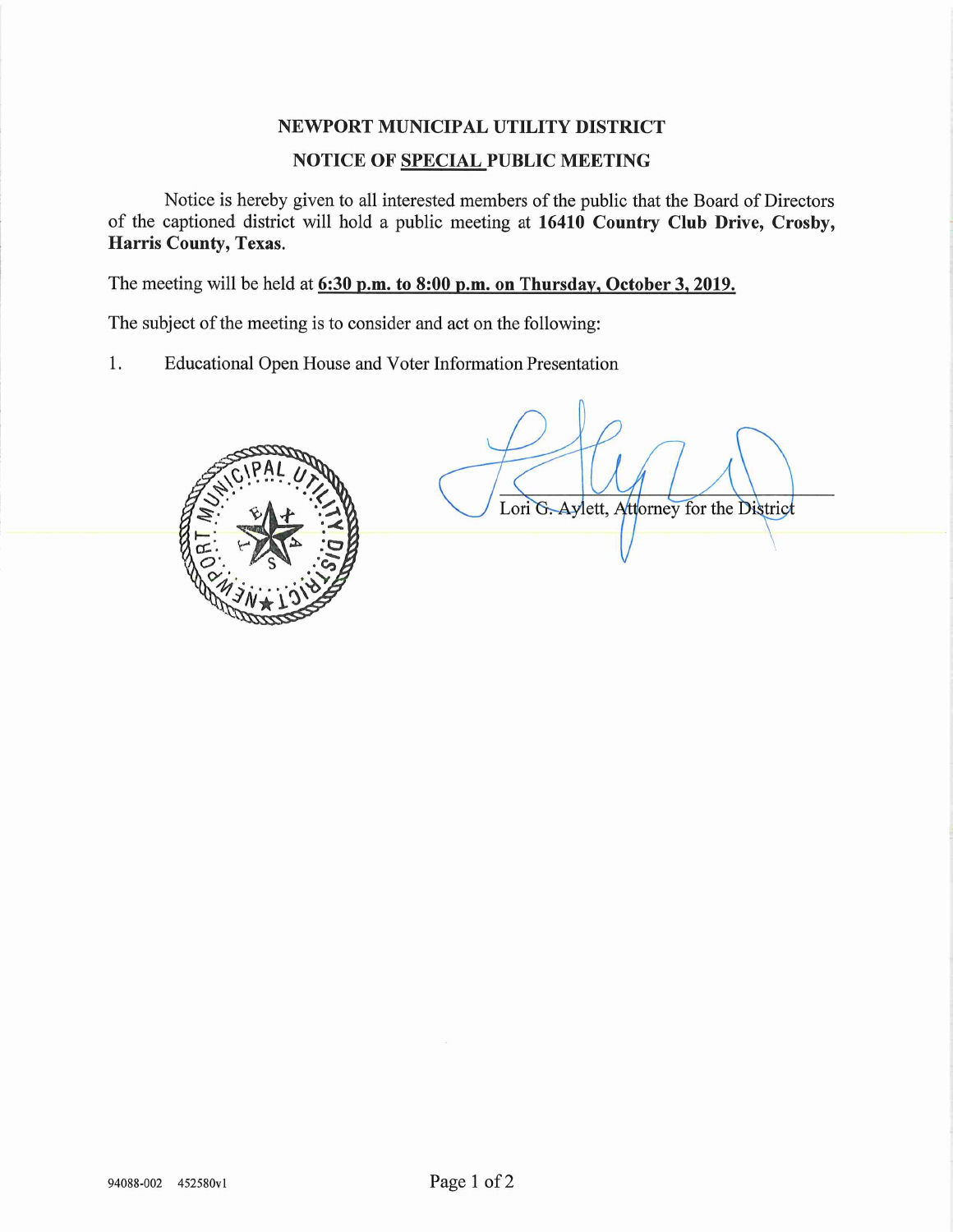## NEWPORT MUNICIPAL UTILITY DISTRICT

## NOTICE OF <u>SPECIAL</u> PUBLIC MEETING

Notice is hereby given to all interested members of the public that the Board of Directors of the captioned district will hold a public meeting at **16410 Country Club Drive, Crosby, Harris County, Texas.**

The meeting will be held at **<u>6:30 p.m. to 8:00 p.m. on Thursday, October 3, 2019.</u>**

The subject of the meeting is to consider and act on the following:

1. Educational Open House and Voter Information Presentation

Lori G. Aylett, Attorney for the District

94088-002 452580v1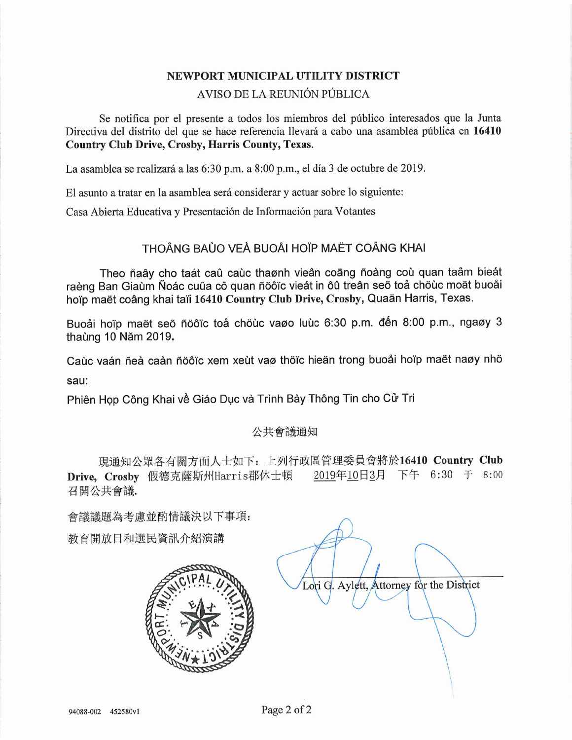## NEWPORT MUNICIPAL UTILITY DISTRICT

AVISO DE LA REUNIÓN PÚBLICA

Se notifica por el presente a todos los miembros del público interesados que la Junta Directiva del distrito del que se hace referencia llevará a cabo una asamblea pública en **16410 Country Club Drive, Crosby, Harris County, Texas.**

La asamblea se realizará a las 6:30 p.m. a 8:00 p.m., el día 3 de octubre de 2019.

El asunto a tratar en la asamblea será considerar y actuar sobre lo siguiente:

Casa Abierta Educativa y Presentación de Información para Votantes

## THOÂNG BAÙO VEÀ BUOÅI HOÏP MAËT COÂNG KHAI

Theo ñaây cho taát caû caùc thaønh vieân coäng ñoàng coù quan taâm bieát raèng Ban Giaùm Ñoác cuûa cô quan ñöôïc vieát in ôû treân seõ toå chöùc moät buoåi hoïp maët coâng khai taïi **16410 Country Club Drive, Crosby,** Quaän Harris, Texas.

Buoåi hoïp maët seõ ñöôïc toå chöùc vaøo luùc 6:30 p.m. đến 8:00 p.m., ngaøy 3 thaùng 10 Năm 2019.

Caùc vaán ñeà caàn ñöôïc xem xeùt vaø thöïc hieän trong buoåi hoïp maët naøy nhö sau:

Phiên Họp Công Khai về Giáo Dục và Trình Bày Thông Tin cho Cử Tri

## 公共會議通知

現通知公眾各有關方面人士如下：上列行政區管理委員會將於**16410 Country Club Drive, Crosby** 假德克薩斯州Harris郡休士頓 2019年10日3月 下午 6:30 于 8:00 召開公共會議.

會議議題為考慮並酌情議決以下事項：

教育開放日和選民資訊介紹演講

Lori G. Aylett, Attorney for the District

94088-002 452580v1